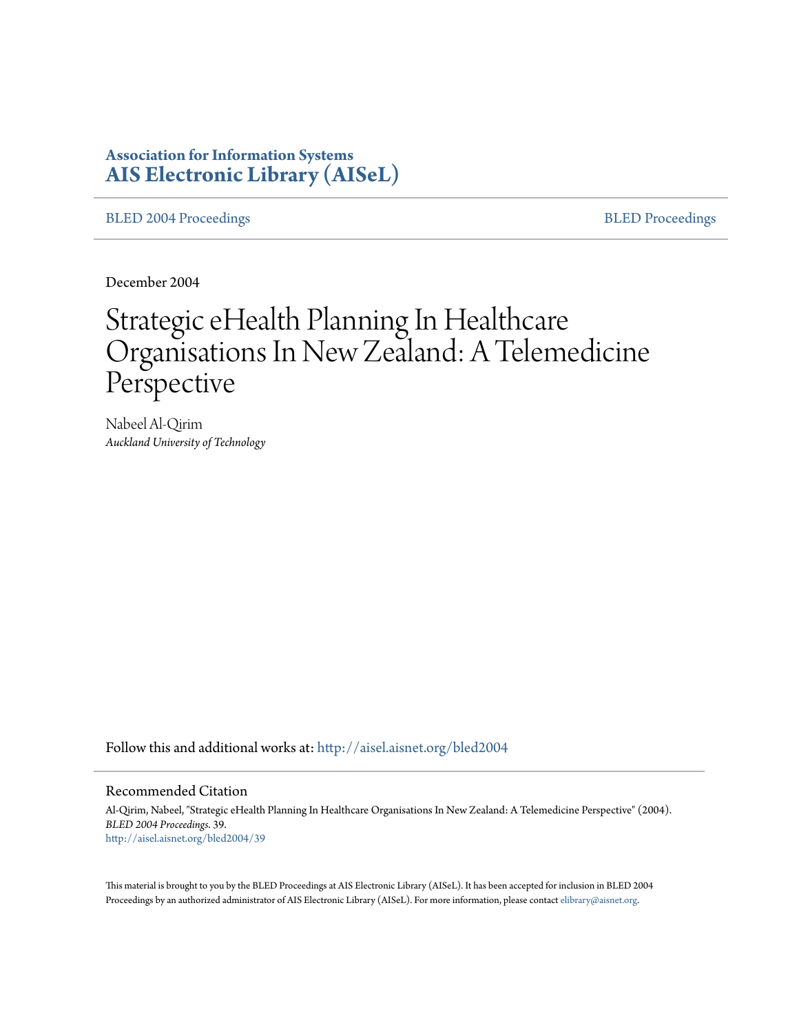**Association for Information Systems**
**AIS Electronic Library (AISeL)**

BLED 2004 Proceedings | BLED Proceedings

December 2004

# Strategic eHealth Planning In Healthcare Organisations In New Zealand: A Telemedicine Perspective

Nabeel Al-Qirim
*Auckland University of Technology*

Follow this and additional works at: http://aisel.aisnet.org/bled2004

## Recommended Citation

Al-Qirim, Nabeel, "Strategic eHealth Planning In Healthcare Organisations In New Zealand: A Telemedicine Perspective" (2004). *BLED 2004 Proceedings*. 39.
http://aisel.aisnet.org/bled2004/39

This material is brought to you by the BLED Proceedings at AIS Electronic Library (AISeL). It has been accepted for inclusion in BLED 2004 Proceedings by an authorized administrator of AIS Electronic Library (AISeL). For more information, please contact elibrary@aisnet.org.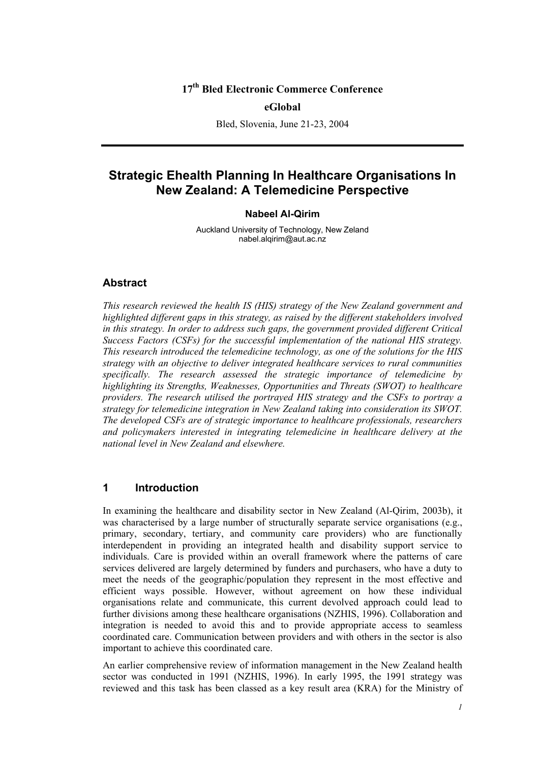17th Bled Electronic Commerce Conference

eGlobal

Bled, Slovenia, June 21-23, 2004

# Strategic Ehealth Planning In Healthcare Organisations In New Zealand: A Telemedicine Perspective

**Nabeel Al-Qirim**

Auckland University of Technology, New Zeland
nabel.alqirim@aut.ac.nz

## Abstract

*This research reviewed the health IS (HIS) strategy of the New Zealand government and highlighted different gaps in this strategy, as raised by the different stakeholders involved in this strategy. In order to address such gaps, the government provided different Critical Success Factors (CSFs) for the successful implementation of the national HIS strategy. This research introduced the telemedicine technology, as one of the solutions for the HIS strategy with an objective to deliver integrated healthcare services to rural communities specifically. The research assessed the strategic importance of telemedicine by highlighting its Strengths, Weaknesses, Opportunities and Threats (SWOT) to healthcare providers. The research utilised the portrayed HIS strategy and the CSFs to portray a strategy for telemedicine integration in New Zealand taking into consideration its SWOT. The developed CSFs are of strategic importance to healthcare professionals, researchers and policymakers interested in integrating telemedicine in healthcare delivery at the national level in New Zealand and elsewhere.*

## 1 Introduction

In examining the healthcare and disability sector in New Zealand (Al-Qirim, 2003b), it was characterised by a large number of structurally separate service organisations (e.g., primary, secondary, tertiary, and community care providers) who are functionally interdependent in providing an integrated health and disability support service to individuals. Care is provided within an overall framework where the patterns of care services delivered are largely determined by funders and purchasers, who have a duty to meet the needs of the geographic/population they represent in the most effective and efficient ways possible. However, without agreement on how these individual organisations relate and communicate, this current devolved approach could lead to further divisions among these healthcare organisations (NZHIS, 1996). Collaboration and integration is needed to avoid this and to provide appropriate access to seamless coordinated care. Communication between providers and with others in the sector is also important to achieve this coordinated care.

An earlier comprehensive review of information management in the New Zealand health sector was conducted in 1991 (NZHIS, 1996). In early 1995, the 1991 strategy was reviewed and this task has been classed as a key result area (KRA) for the Ministry of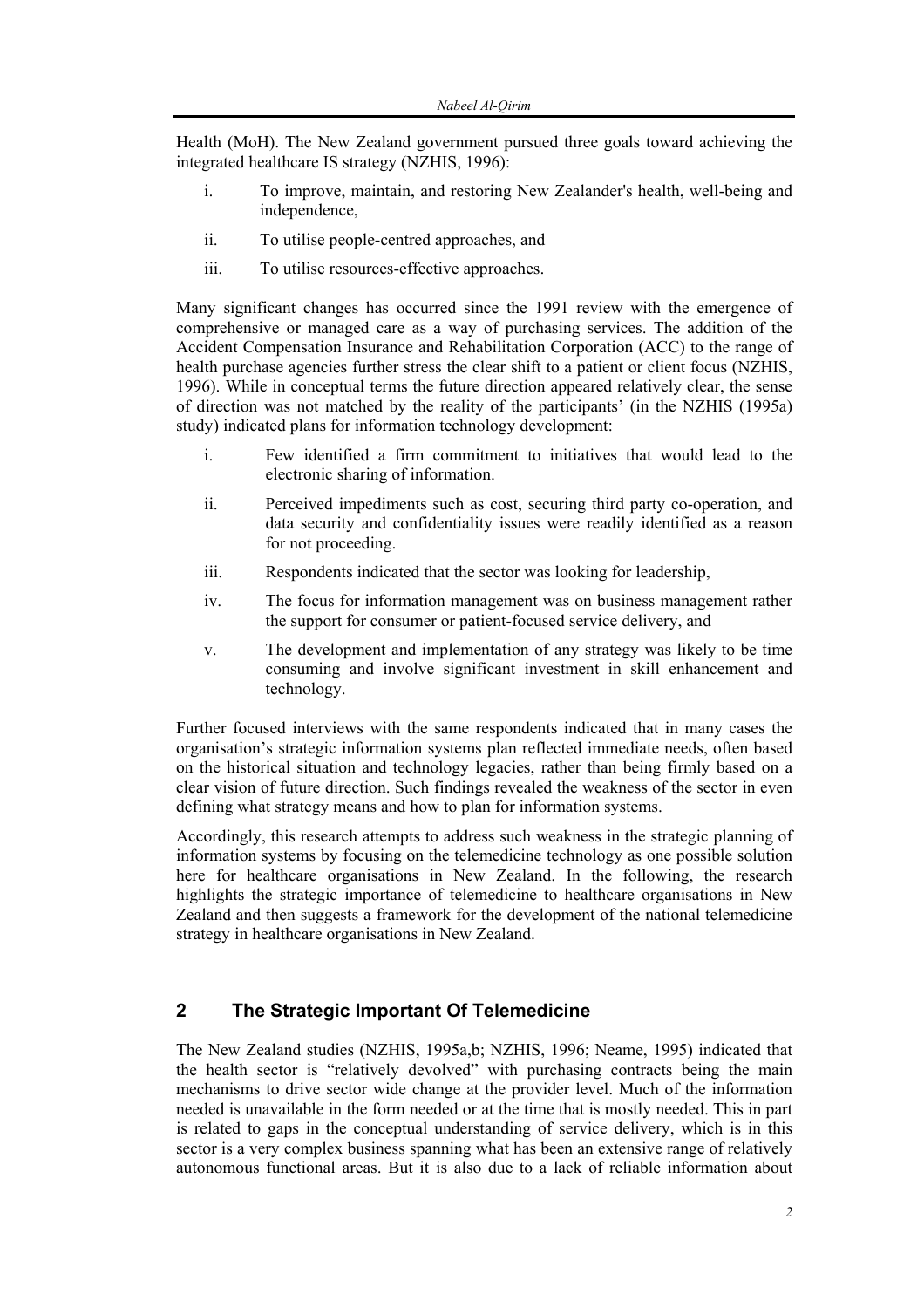Health (MoH). The New Zealand government pursued three goals toward achieving the integrated healthcare IS strategy (NZHIS, 1996):

i. To improve, maintain, and restoring New Zealander's health, well-being and independence,

ii. To utilise people-centred approaches, and

iii. To utilise resources-effective approaches.

Many significant changes has occurred since the 1991 review with the emergence of comprehensive or managed care as a way of purchasing services. The addition of the Accident Compensation Insurance and Rehabilitation Corporation (ACC) to the range of health purchase agencies further stress the clear shift to a patient or client focus (NZHIS, 1996). While in conceptual terms the future direction appeared relatively clear, the sense of direction was not matched by the reality of the participants' (in the NZHIS (1995a) study) indicated plans for information technology development:

i. Few identified a firm commitment to initiatives that would lead to the electronic sharing of information.

ii. Perceived impediments such as cost, securing third party co-operation, and data security and confidentiality issues were readily identified as a reason for not proceeding.

iii. Respondents indicated that the sector was looking for leadership,

iv. The focus for information management was on business management rather the support for consumer or patient-focused service delivery, and

v. The development and implementation of any strategy was likely to be time consuming and involve significant investment in skill enhancement and technology.

Further focused interviews with the same respondents indicated that in many cases the organisation's strategic information systems plan reflected immediate needs, often based on the historical situation and technology legacies, rather than being firmly based on a clear vision of future direction. Such findings revealed the weakness of the sector in even defining what strategy means and how to plan for information systems.

Accordingly, this research attempts to address such weakness in the strategic planning of information systems by focusing on the telemedicine technology as one possible solution here for healthcare organisations in New Zealand. In the following, the research highlights the strategic importance of telemedicine to healthcare organisations in New Zealand and then suggests a framework for the development of the national telemedicine strategy in healthcare organisations in New Zealand.

## 2 The Strategic Important Of Telemedicine

The New Zealand studies (NZHIS, 1995a,b; NZHIS, 1996; Neame, 1995) indicated that the health sector is "relatively devolved" with purchasing contracts being the main mechanisms to drive sector wide change at the provider level. Much of the information needed is unavailable in the form needed or at the time that is mostly needed. This in part is related to gaps in the conceptual understanding of service delivery, which is in this sector is a very complex business spanning what has been an extensive range of relatively autonomous functional areas. But it is also due to a lack of reliable information about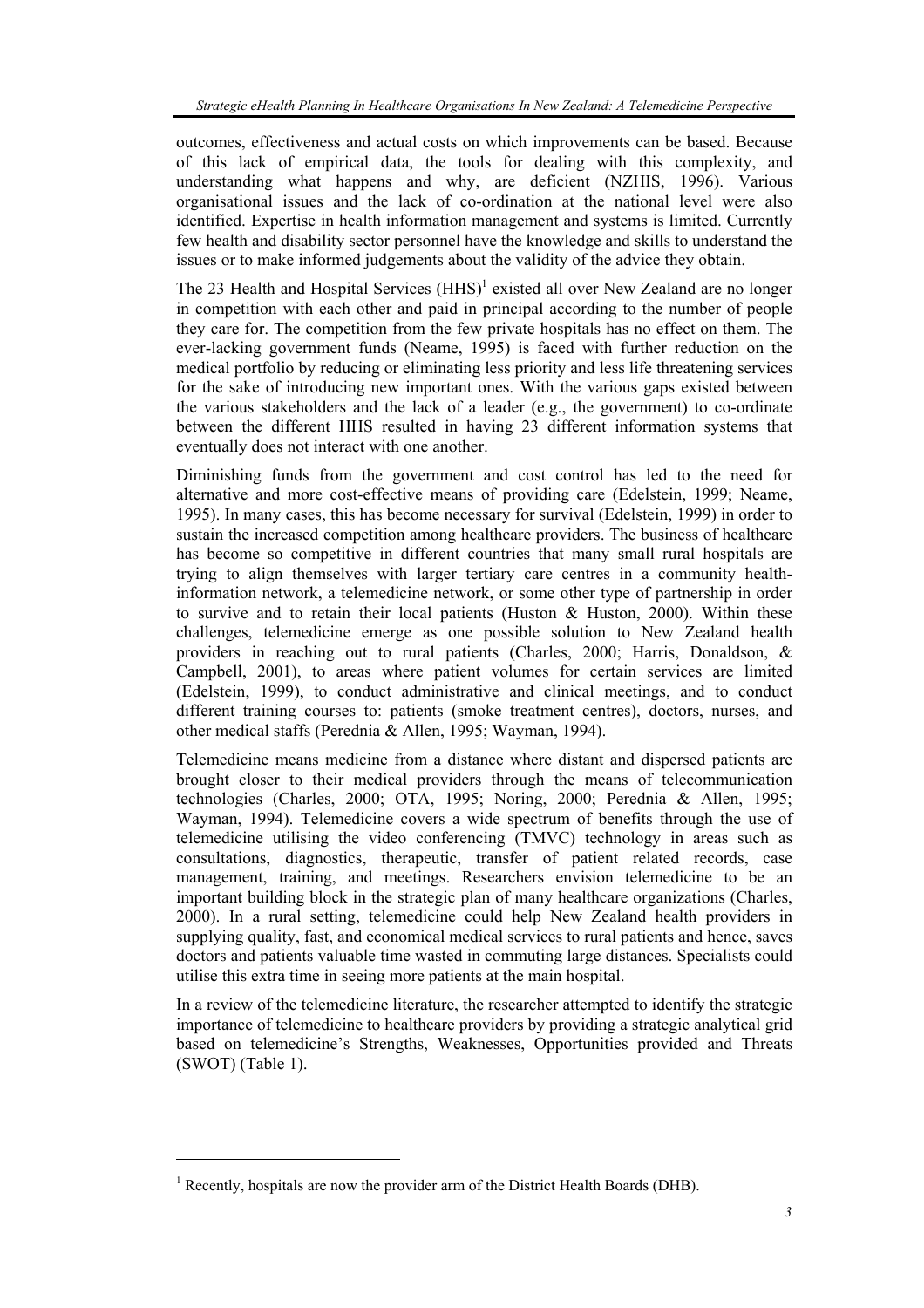outcomes, effectiveness and actual costs on which improvements can be based. Because of this lack of empirical data, the tools for dealing with this complexity, and understanding what happens and why, are deficient (NZHIS, 1996). Various organisational issues and the lack of co-ordination at the national level were also identified. Expertise in health information management and systems is limited. Currently few health and disability sector personnel have the knowledge and skills to understand the issues or to make informed judgements about the validity of the advice they obtain.

The 23 Health and Hospital Services (HHS)[1] existed all over New Zealand are no longer in competition with each other and paid in principal according to the number of people they care for. The competition from the few private hospitals has no effect on them. The ever-lacking government funds (Neame, 1995) is faced with further reduction on the medical portfolio by reducing or eliminating less priority and less life threatening services for the sake of introducing new important ones. With the various gaps existed between the various stakeholders and the lack of a leader (e.g., the government) to co-ordinate between the different HHS resulted in having 23 different information systems that eventually does not interact with one another.

Diminishing funds from the government and cost control has led to the need for alternative and more cost-effective means of providing care (Edelstein, 1999; Neame, 1995). In many cases, this has become necessary for survival (Edelstein, 1999) in order to sustain the increased competition among healthcare providers. The business of healthcare has become so competitive in different countries that many small rural hospitals are trying to align themselves with larger tertiary care centres in a community health-information network, a telemedicine network, or some other type of partnership in order to survive and to retain their local patients (Huston & Huston, 2000). Within these challenges, telemedicine emerge as one possible solution to New Zealand health providers in reaching out to rural patients (Charles, 2000; Harris, Donaldson, & Campbell, 2001), to areas where patient volumes for certain services are limited (Edelstein, 1999), to conduct administrative and clinical meetings, and to conduct different training courses to: patients (smoke treatment centres), doctors, nurses, and other medical staffs (Perednia & Allen, 1995; Wayman, 1994).

Telemedicine means medicine from a distance where distant and dispersed patients are brought closer to their medical providers through the means of telecommunication technologies (Charles, 2000; OTA, 1995; Noring, 2000; Perednia & Allen, 1995; Wayman, 1994). Telemedicine covers a wide spectrum of benefits through the use of telemedicine utilising the video conferencing (TMVC) technology in areas such as consultations, diagnostics, therapeutic, transfer of patient related records, case management, training, and meetings. Researchers envision telemedicine to be an important building block in the strategic plan of many healthcare organizations (Charles, 2000). In a rural setting, telemedicine could help New Zealand health providers in supplying quality, fast, and economical medical services to rural patients and hence, saves doctors and patients valuable time wasted in commuting large distances. Specialists could utilise this extra time in seeing more patients at the main hospital.

In a review of the telemedicine literature, the researcher attempted to identify the strategic importance of telemedicine to healthcare providers by providing a strategic analytical grid based on telemedicine's Strengths, Weaknesses, Opportunities provided and Threats (SWOT) (Table 1).

[1] Recently, hospitals are now the provider arm of the District Health Boards (DHB).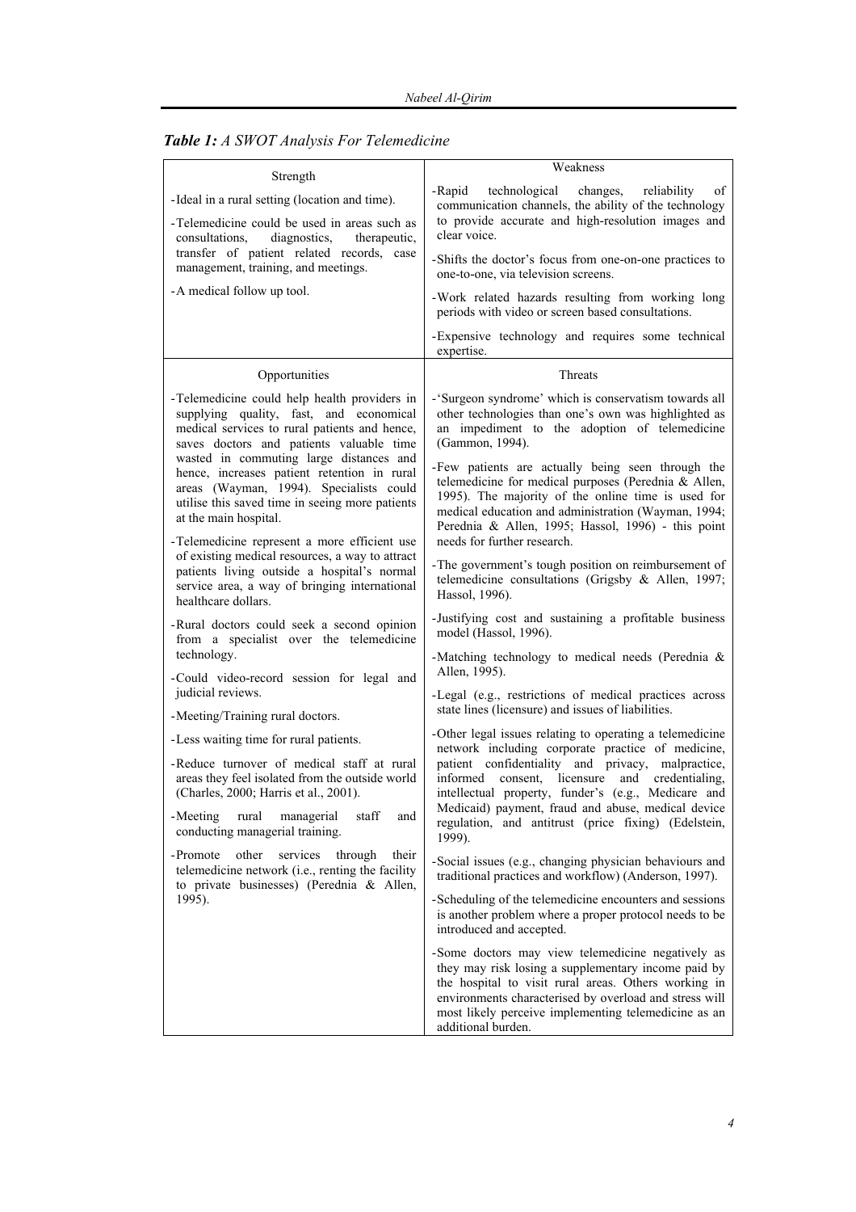***Table 1:*** *A SWOT Analysis For Telemedicine*

| Strength | Weakness |
|---|---|
| -Ideal in a rural setting (location and time).<br>-Telemedicine could be used in areas such as consultations, diagnostics, therapeutic, transfer of patient related records, case management, training, and meetings.<br>-A medical follow up tool. | -Rapid technological changes, reliability of communication channels, the ability of the technology to provide accurate and high-resolution images and clear voice.<br>-Shifts the doctor's focus from one-on-one practices to one-to-one, via television screens.<br>-Work related hazards resulting from working long periods with video or screen based consultations.<br>-Expensive technology and requires some technical expertise. |
| **Opportunities** | **Threats** |
| -Telemedicine could help health providers in supplying quality, fast, and economical medical services to rural patients and hence, saves doctors and patients valuable time wasted in commuting large distances and hence, increases patient retention in rural areas (Wayman, 1994). Specialists could utilise this saved time in seeing more patients at the main hospital.<br>-Telemedicine represent a more efficient use of existing medical resources, a way to attract patients living outside a hospital's normal service area, a way of bringing international healthcare dollars.<br>-Rural doctors could seek a second opinion from a specialist over the telemedicine technology.<br>-Could video-record session for legal and judicial reviews.<br>-Meeting/Training rural doctors.<br>-Less waiting time for rural patients.<br>-Reduce turnover of medical staff at rural areas they feel isolated from the outside world (Charles, 2000; Harris et al., 2001).<br>-Meeting rural managerial staff and conducting managerial training.<br>-Promote other services through their telemedicine network (i.e., renting the facility to private businesses) (Perednia & Allen, 1995). | -'Surgeon syndrome' which is conservatism towards all other technologies than one's own was highlighted as an impediment to the adoption of telemedicine (Gammon, 1994).<br>-Few patients are actually being seen through the telemedicine for medical purposes (Perednia & Allen, 1995). The majority of the online time is used for medical education and administration (Wayman, 1994; Perednia & Allen, 1995; Hassol, 1996) - this point needs for further research.<br>-The government's tough position on reimbursement of telemedicine consultations (Grigsby & Allen, 1997; Hassol, 1996).<br>-Justifying cost and sustaining a profitable business model (Hassol, 1996).<br>-Matching technology to medical needs (Perednia & Allen, 1995).<br>-Legal (e.g., restrictions of medical practices across state lines (licensure) and issues of liabilities.<br>-Other legal issues relating to operating a telemedicine network including corporate practice of medicine, patient confidentiality and privacy, malpractice, informed consent, licensure and credentialing, intellectual property, funder's (e.g., Medicare and Medicaid) payment, fraud and abuse, medical device regulation, and antitrust (price fixing) (Edelstein, 1999).<br>-Social issues (e.g., changing physician behaviours and traditional practices and workflow) (Anderson, 1997).<br>-Scheduling of the telemedicine encounters and sessions is another problem where a proper protocol needs to be introduced and accepted.<br>-Some doctors may view telemedicine negatively as they may risk losing a supplementary income paid by the hospital to visit rural areas. Others working in environments characterised by overload and stress will most likely perceive implementing telemedicine as an additional burden. |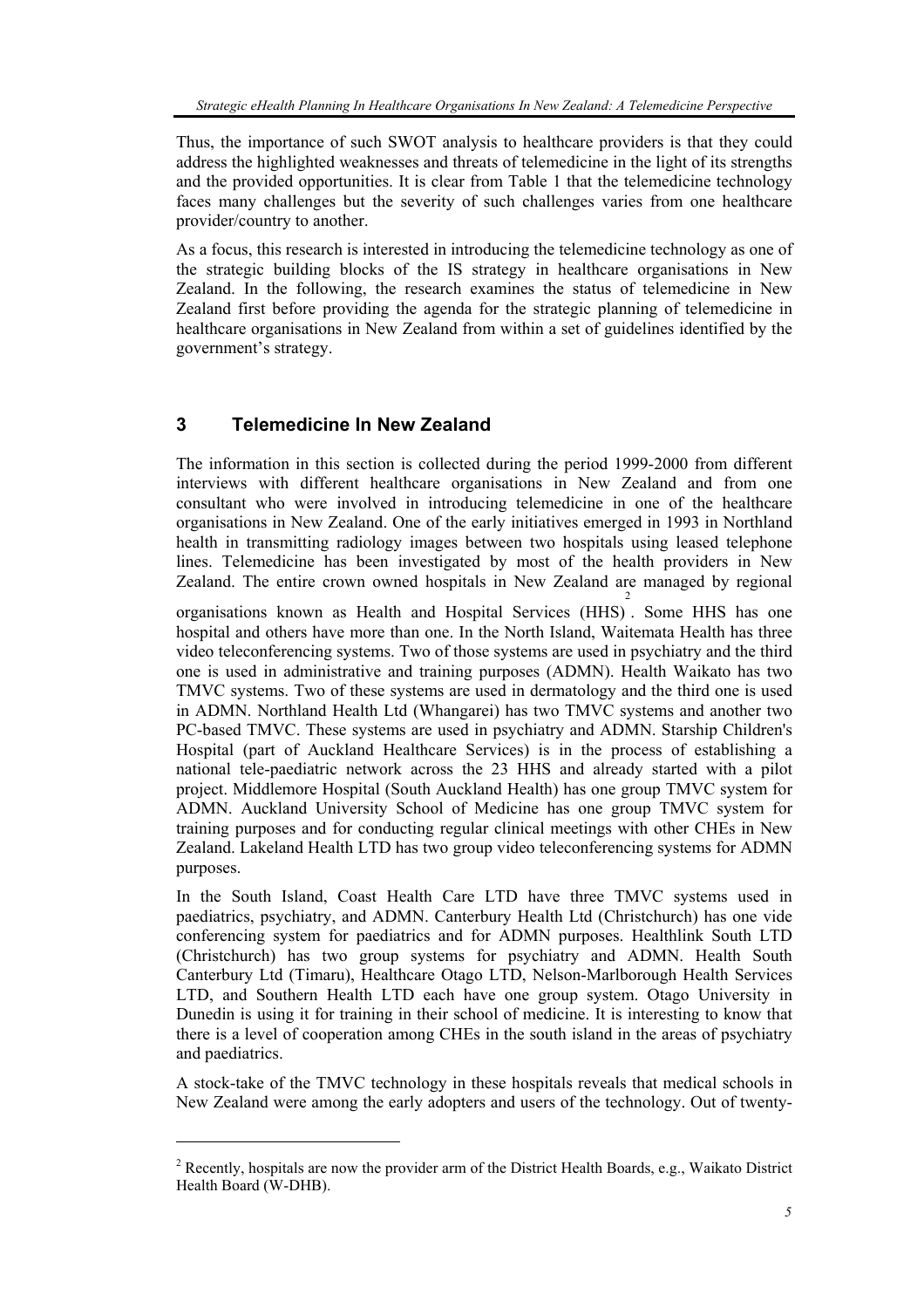Thus, the importance of such SWOT analysis to healthcare providers is that they could address the highlighted weaknesses and threats of telemedicine in the light of its strengths and the provided opportunities. It is clear from Table 1 that the telemedicine technology faces many challenges but the severity of such challenges varies from one healthcare provider/country to another.

As a focus, this research is interested in introducing the telemedicine technology as one of the strategic building blocks of the IS strategy in healthcare organisations in New Zealand. In the following, the research examines the status of telemedicine in New Zealand first before providing the agenda for the strategic planning of telemedicine in healthcare organisations in New Zealand from within a set of guidelines identified by the government's strategy.

## 3 Telemedicine In New Zealand

The information in this section is collected during the period 1999-2000 from different interviews with different healthcare organisations in New Zealand and from one consultant who were involved in introducing telemedicine in one of the healthcare organisations in New Zealand. One of the early initiatives emerged in 1993 in Northland health in transmitting radiology images between two hospitals using leased telephone lines. Telemedicine has been investigated by most of the health providers in New Zealand. The entire crown owned hospitals in New Zealand are managed by regional organisations known as Health and Hospital Services (HHS)[2]. Some HHS has one hospital and others have more than one. In the North Island, Waitemata Health has three video teleconferencing systems. Two of those systems are used in psychiatry and the third one is used in administrative and training purposes (ADMN). Health Waikato has two TMVC systems. Two of these systems are used in dermatology and the third one is used in ADMN. Northland Health Ltd (Whangarei) has two TMVC systems and another two PC-based TMVC. These systems are used in psychiatry and ADMN. Starship Children's Hospital (part of Auckland Healthcare Services) is in the process of establishing a national tele-paediatric network across the 23 HHS and already started with a pilot project. Middlemore Hospital (South Auckland Health) has one group TMVC system for ADMN. Auckland University School of Medicine has one group TMVC system for training purposes and for conducting regular clinical meetings with other CHEs in New Zealand. Lakeland Health LTD has two group video teleconferencing systems for ADMN purposes.

In the South Island, Coast Health Care LTD have three TMVC systems used in paediatrics, psychiatry, and ADMN. Canterbury Health Ltd (Christchurch) has one vide conferencing system for paediatrics and for ADMN purposes. Healthlink South LTD (Christchurch) has two group systems for psychiatry and ADMN. Health South Canterbury Ltd (Timaru), Healthcare Otago LTD, Nelson-Marlborough Health Services LTD, and Southern Health LTD each have one group system. Otago University in Dunedin is using it for training in their school of medicine. It is interesting to know that there is a level of cooperation among CHEs in the south island in the areas of psychiatry and paediatrics.

A stock-take of the TMVC technology in these hospitals reveals that medical schools in New Zealand were among the early adopters and users of the technology. Out of twenty-

---

[2] Recently, hospitals are now the provider arm of the District Health Boards, e.g., Waikato District Health Board (W-DHB).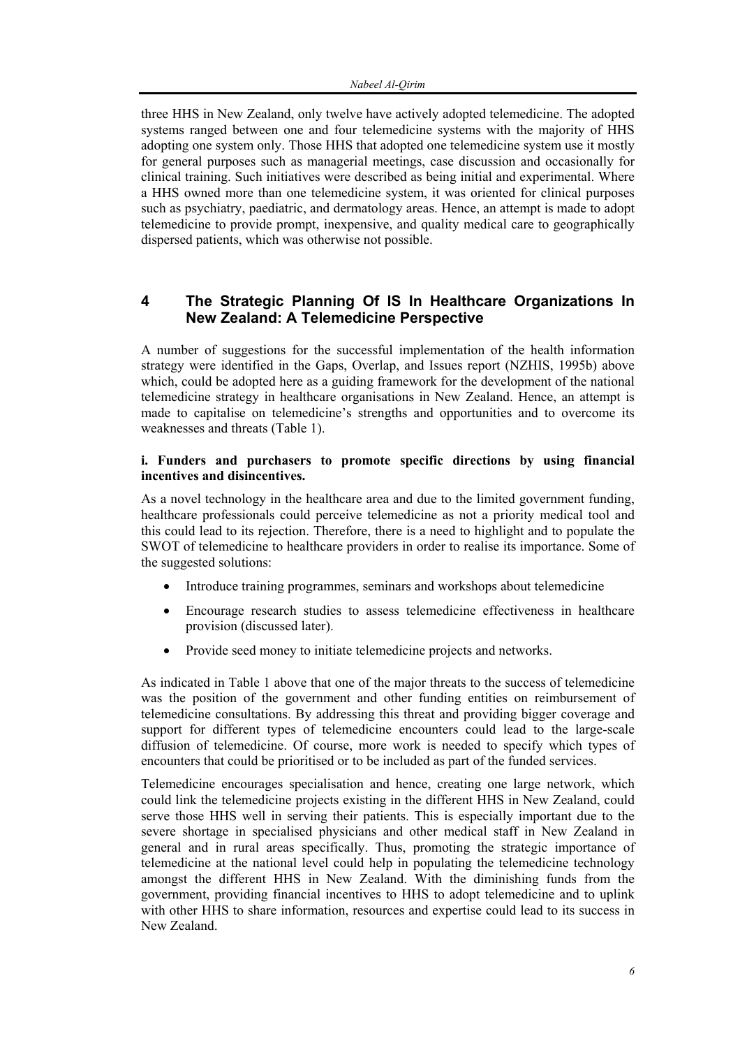three HHS in New Zealand, only twelve have actively adopted telemedicine. The adopted systems ranged between one and four telemedicine systems with the majority of HHS adopting one system only. Those HHS that adopted one telemedicine system use it mostly for general purposes such as managerial meetings, case discussion and occasionally for clinical training. Such initiatives were described as being initial and experimental. Where a HHS owned more than one telemedicine system, it was oriented for clinical purposes such as psychiatry, paediatric, and dermatology areas. Hence, an attempt is made to adopt telemedicine to provide prompt, inexpensive, and quality medical care to geographically dispersed patients, which was otherwise not possible.

## 4 The Strategic Planning Of IS In Healthcare Organizations In New Zealand: A Telemedicine Perspective

A number of suggestions for the successful implementation of the health information strategy were identified in the Gaps, Overlap, and Issues report (NZHIS, 1995b) above which, could be adopted here as a guiding framework for the development of the national telemedicine strategy in healthcare organisations in New Zealand. Hence, an attempt is made to capitalise on telemedicine's strengths and opportunities and to overcome its weaknesses and threats (Table 1).

**i. Funders and purchasers to promote specific directions by using financial incentives and disincentives.**

As a novel technology in the healthcare area and due to the limited government funding, healthcare professionals could perceive telemedicine as not a priority medical tool and this could lead to its rejection. Therefore, there is a need to highlight and to populate the SWOT of telemedicine to healthcare providers in order to realise its importance. Some of the suggested solutions:

- Introduce training programmes, seminars and workshops about telemedicine
- Encourage research studies to assess telemedicine effectiveness in healthcare provision (discussed later).
- Provide seed money to initiate telemedicine projects and networks.

As indicated in Table 1 above that one of the major threats to the success of telemedicine was the position of the government and other funding entities on reimbursement of telemedicine consultations. By addressing this threat and providing bigger coverage and support for different types of telemedicine encounters could lead to the large-scale diffusion of telemedicine. Of course, more work is needed to specify which types of encounters that could be prioritised or to be included as part of the funded services.

Telemedicine encourages specialisation and hence, creating one large network, which could link the telemedicine projects existing in the different HHS in New Zealand, could serve those HHS well in serving their patients. This is especially important due to the severe shortage in specialised physicians and other medical staff in New Zealand in general and in rural areas specifically. Thus, promoting the strategic importance of telemedicine at the national level could help in populating the telemedicine technology amongst the different HHS in New Zealand. With the diminishing funds from the government, providing financial incentives to HHS to adopt telemedicine and to uplink with other HHS to share information, resources and expertise could lead to its success in New Zealand.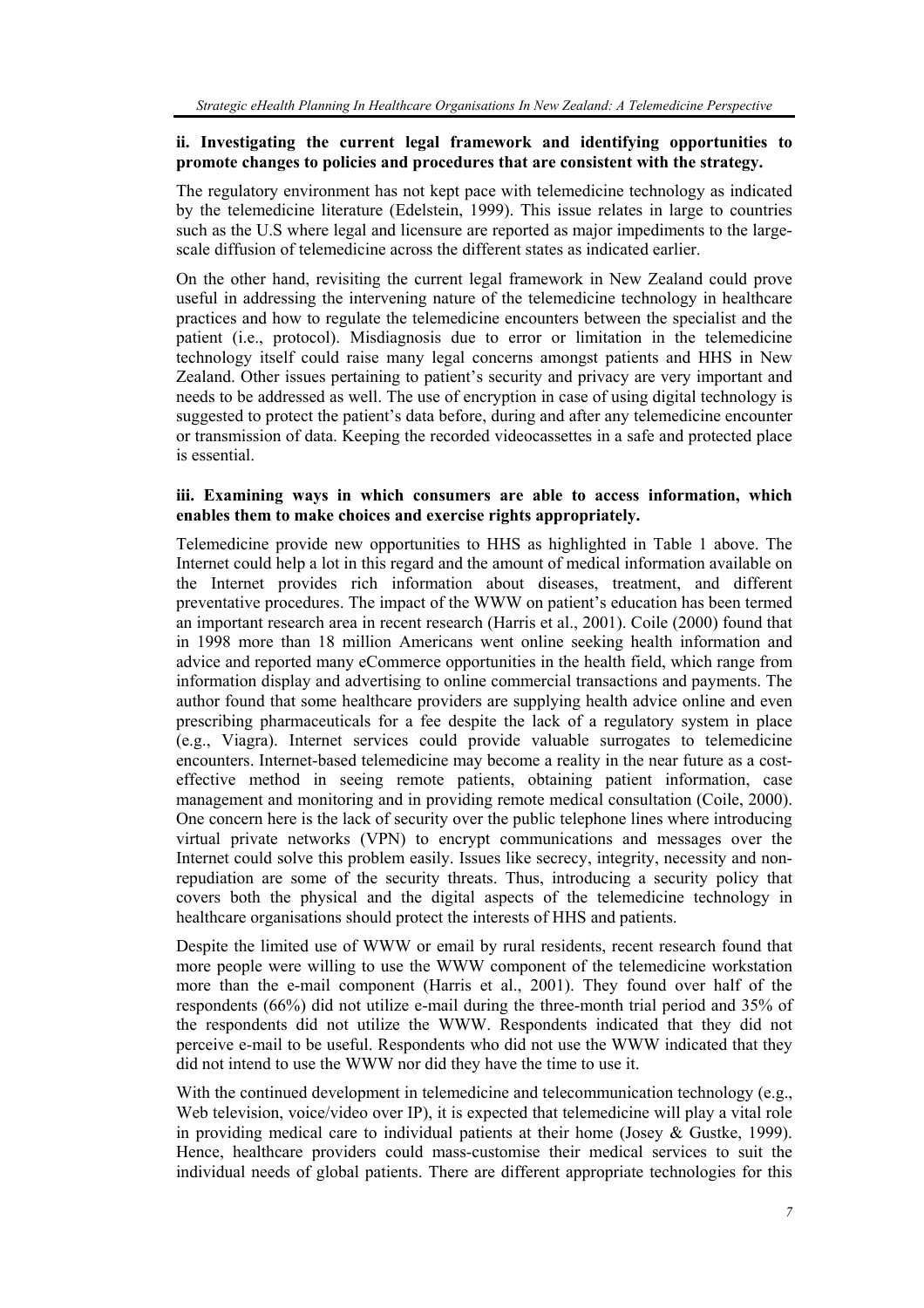### ii. Investigating the current legal framework and identifying opportunities to promote changes to policies and procedures that are consistent with the strategy.

The regulatory environment has not kept pace with telemedicine technology as indicated by the telemedicine literature (Edelstein, 1999). This issue relates in large to countries such as the U.S where legal and licensure are reported as major impediments to the large-scale diffusion of telemedicine across the different states as indicated earlier.

On the other hand, revisiting the current legal framework in New Zealand could prove useful in addressing the intervening nature of the telemedicine technology in healthcare practices and how to regulate the telemedicine encounters between the specialist and the patient (i.e., protocol). Misdiagnosis due to error or limitation in the telemedicine technology itself could raise many legal concerns amongst patients and HHS in New Zealand. Other issues pertaining to patient's security and privacy are very important and needs to be addressed as well. The use of encryption in case of using digital technology is suggested to protect the patient's data before, during and after any telemedicine encounter or transmission of data. Keeping the recorded videocassettes in a safe and protected place is essential.

### iii. Examining ways in which consumers are able to access information, which enables them to make choices and exercise rights appropriately.

Telemedicine provide new opportunities to HHS as highlighted in Table 1 above. The Internet could help a lot in this regard and the amount of medical information available on the Internet provides rich information about diseases, treatment, and different preventative procedures. The impact of the WWW on patient's education has been termed an important research area in recent research (Harris et al., 2001). Coile (2000) found that in 1998 more than 18 million Americans went online seeking health information and advice and reported many eCommerce opportunities in the health field, which range from information display and advertising to online commercial transactions and payments. The author found that some healthcare providers are supplying health advice online and even prescribing pharmaceuticals for a fee despite the lack of a regulatory system in place (e.g., Viagra). Internet services could provide valuable surrogates to telemedicine encounters. Internet-based telemedicine may become a reality in the near future as a cost-effective method in seeing remote patients, obtaining patient information, case management and monitoring and in providing remote medical consultation (Coile, 2000). One concern here is the lack of security over the public telephone lines where introducing virtual private networks (VPN) to encrypt communications and messages over the Internet could solve this problem easily. Issues like secrecy, integrity, necessity and non-repudiation are some of the security threats. Thus, introducing a security policy that covers both the physical and the digital aspects of the telemedicine technology in healthcare organisations should protect the interests of HHS and patients.

Despite the limited use of WWW or email by rural residents, recent research found that more people were willing to use the WWW component of the telemedicine workstation more than the e-mail component (Harris et al., 2001). They found over half of the respondents (66%) did not utilize e-mail during the three-month trial period and 35% of the respondents did not utilize the WWW. Respondents indicated that they did not perceive e-mail to be useful. Respondents who did not use the WWW indicated that they did not intend to use the WWW nor did they have the time to use it.

With the continued development in telemedicine and telecommunication technology (e.g., Web television, voice/video over IP), it is expected that telemedicine will play a vital role in providing medical care to individual patients at their home (Josey & Gustke, 1999). Hence, healthcare providers could mass-customise their medical services to suit the individual needs of global patients. There are different appropriate technologies for this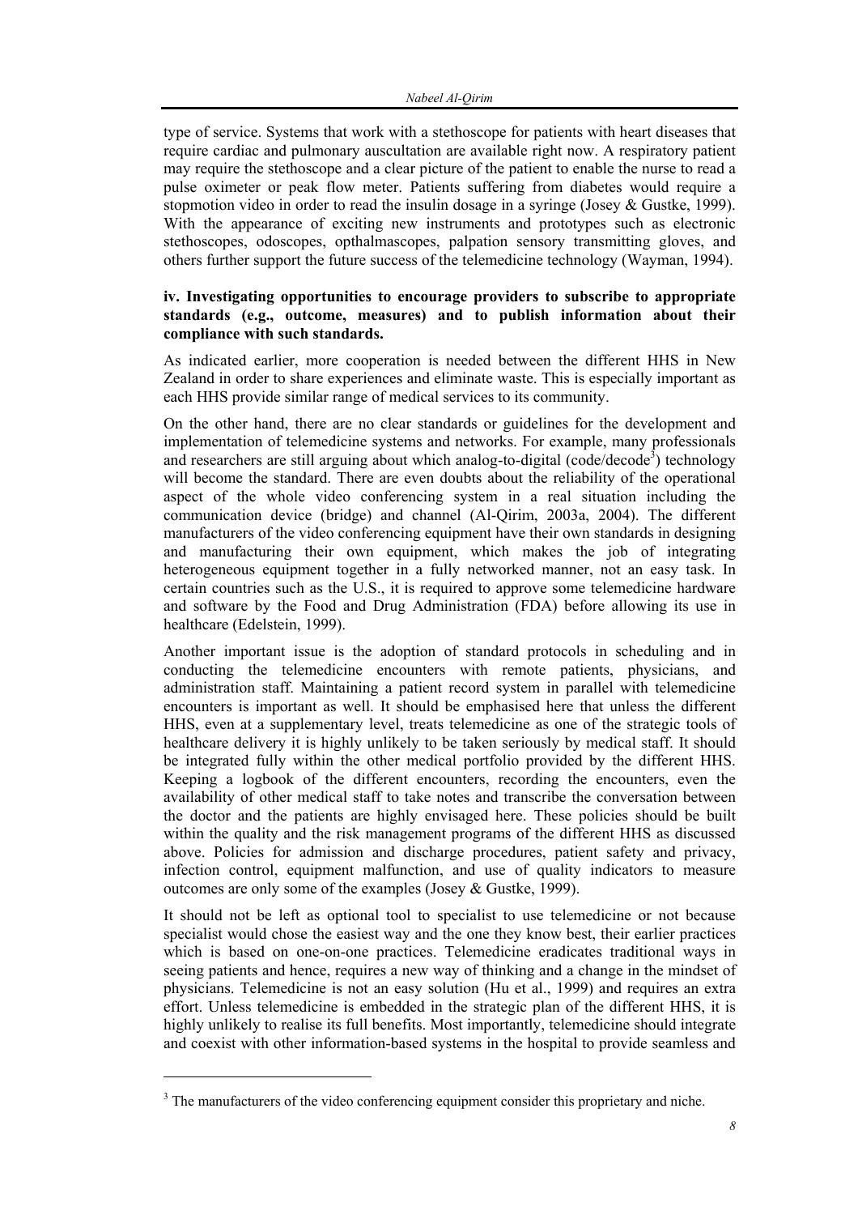type of service. Systems that work with a stethoscope for patients with heart diseases that require cardiac and pulmonary auscultation are available right now. A respiratory patient may require the stethoscope and a clear picture of the patient to enable the nurse to read a pulse oximeter or peak flow meter. Patients suffering from diabetes would require a stopmotion video in order to read the insulin dosage in a syringe (Josey & Gustke, 1999). With the appearance of exciting new instruments and prototypes such as electronic stethoscopes, odoscopes, opthalmascopes, palpation sensory transmitting gloves, and others further support the future success of the telemedicine technology (Wayman, 1994).

**iv. Investigating opportunities to encourage providers to subscribe to appropriate standards (e.g., outcome, measures) and to publish information about their compliance with such standards.**

As indicated earlier, more cooperation is needed between the different HHS in New Zealand in order to share experiences and eliminate waste. This is especially important as each HHS provide similar range of medical services to its community.

On the other hand, there are no clear standards or guidelines for the development and implementation of telemedicine systems and networks. For example, many professionals and researchers are still arguing about which analog-to-digital (code/decode[3]) technology will become the standard. There are even doubts about the reliability of the operational aspect of the whole video conferencing system in a real situation including the communication device (bridge) and channel (Al-Qirim, 2003a, 2004). The different manufacturers of the video conferencing equipment have their own standards in designing and manufacturing their own equipment, which makes the job of integrating heterogeneous equipment together in a fully networked manner, not an easy task. In certain countries such as the U.S., it is required to approve some telemedicine hardware and software by the Food and Drug Administration (FDA) before allowing its use in healthcare (Edelstein, 1999).

Another important issue is the adoption of standard protocols in scheduling and in conducting the telemedicine encounters with remote patients, physicians, and administration staff. Maintaining a patient record system in parallel with telemedicine encounters is important as well. It should be emphasised here that unless the different HHS, even at a supplementary level, treats telemedicine as one of the strategic tools of healthcare delivery it is highly unlikely to be taken seriously by medical staff. It should be integrated fully within the other medical portfolio provided by the different HHS. Keeping a logbook of the different encounters, recording the encounters, even the availability of other medical staff to take notes and transcribe the conversation between the doctor and the patients are highly envisaged here. These policies should be built within the quality and the risk management programs of the different HHS as discussed above. Policies for admission and discharge procedures, patient safety and privacy, infection control, equipment malfunction, and use of quality indicators to measure outcomes are only some of the examples (Josey & Gustke, 1999).

It should not be left as optional tool to specialist to use telemedicine or not because specialist would chose the easiest way and the one they know best, their earlier practices which is based on one-on-one practices. Telemedicine eradicates traditional ways in seeing patients and hence, requires a new way of thinking and a change in the mindset of physicians. Telemedicine is not an easy solution (Hu et al., 1999) and requires an extra effort. Unless telemedicine is embedded in the strategic plan of the different HHS, it is highly unlikely to realise its full benefits. Most importantly, telemedicine should integrate and coexist with other information-based systems in the hospital to provide seamless and

[3] The manufacturers of the video conferencing equipment consider this proprietary and niche.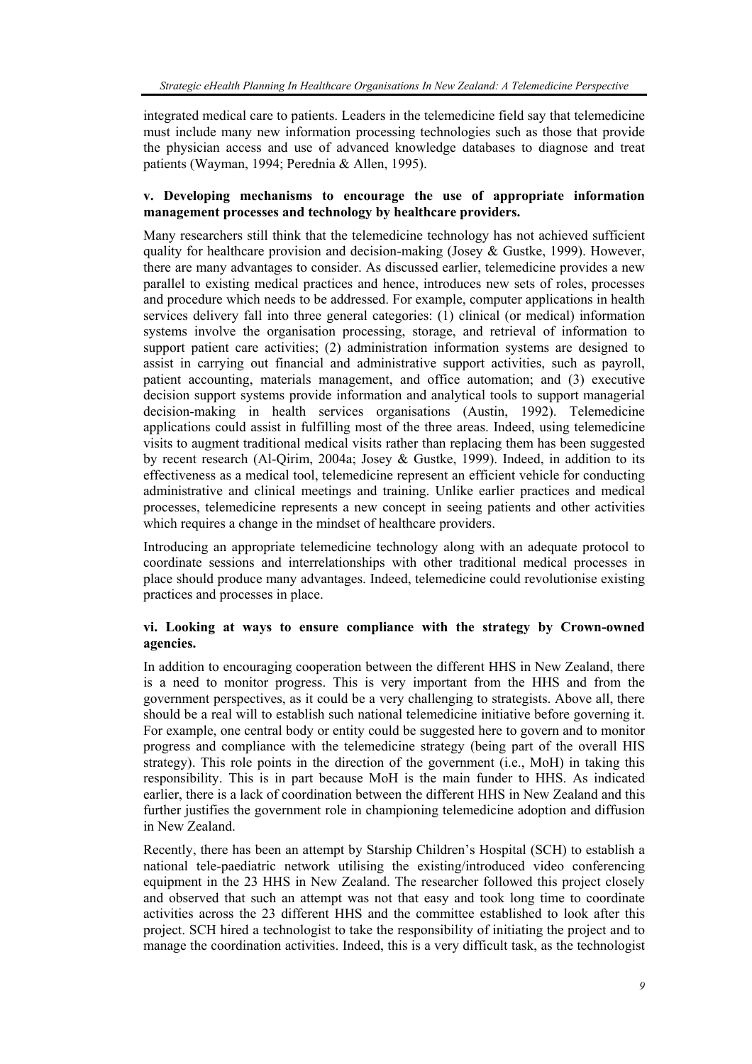integrated medical care to patients. Leaders in the telemedicine field say that telemedicine must include many new information processing technologies such as those that provide the physician access and use of advanced knowledge databases to diagnose and treat patients (Wayman, 1994; Perednia & Allen, 1995).

#### v. Developing mechanisms to encourage the use of appropriate information management processes and technology by healthcare providers.

Many researchers still think that the telemedicine technology has not achieved sufficient quality for healthcare provision and decision-making (Josey & Gustke, 1999). However, there are many advantages to consider. As discussed earlier, telemedicine provides a new parallel to existing medical practices and hence, introduces new sets of roles, processes and procedure which needs to be addressed. For example, computer applications in health services delivery fall into three general categories: (1) clinical (or medical) information systems involve the organisation processing, storage, and retrieval of information to support patient care activities; (2) administration information systems are designed to assist in carrying out financial and administrative support activities, such as payroll, patient accounting, materials management, and office automation; and (3) executive decision support systems provide information and analytical tools to support managerial decision-making in health services organisations (Austin, 1992). Telemedicine applications could assist in fulfilling most of the three areas. Indeed, using telemedicine visits to augment traditional medical visits rather than replacing them has been suggested by recent research (Al-Qirim, 2004a; Josey & Gustke, 1999). Indeed, in addition to its effectiveness as a medical tool, telemedicine represent an efficient vehicle for conducting administrative and clinical meetings and training. Unlike earlier practices and medical processes, telemedicine represents a new concept in seeing patients and other activities which requires a change in the mindset of healthcare providers.

Introducing an appropriate telemedicine technology along with an adequate protocol to coordinate sessions and interrelationships with other traditional medical processes in place should produce many advantages. Indeed, telemedicine could revolutionise existing practices and processes in place.

#### vi. Looking at ways to ensure compliance with the strategy by Crown-owned agencies.

In addition to encouraging cooperation between the different HHS in New Zealand, there is a need to monitor progress. This is very important from the HHS and from the government perspectives, as it could be a very challenging to strategists. Above all, there should be a real will to establish such national telemedicine initiative before governing it. For example, one central body or entity could be suggested here to govern and to monitor progress and compliance with the telemedicine strategy (being part of the overall HIS strategy). This role points in the direction of the government (i.e., MoH) in taking this responsibility. This is in part because MoH is the main funder to HHS. As indicated earlier, there is a lack of coordination between the different HHS in New Zealand and this further justifies the government role in championing telemedicine adoption and diffusion in New Zealand.

Recently, there has been an attempt by Starship Children's Hospital (SCH) to establish a national tele-paediatric network utilising the existing/introduced video conferencing equipment in the 23 HHS in New Zealand. The researcher followed this project closely and observed that such an attempt was not that easy and took long time to coordinate activities across the 23 different HHS and the committee established to look after this project. SCH hired a technologist to take the responsibility of initiating the project and to manage the coordination activities. Indeed, this is a very difficult task, as the technologist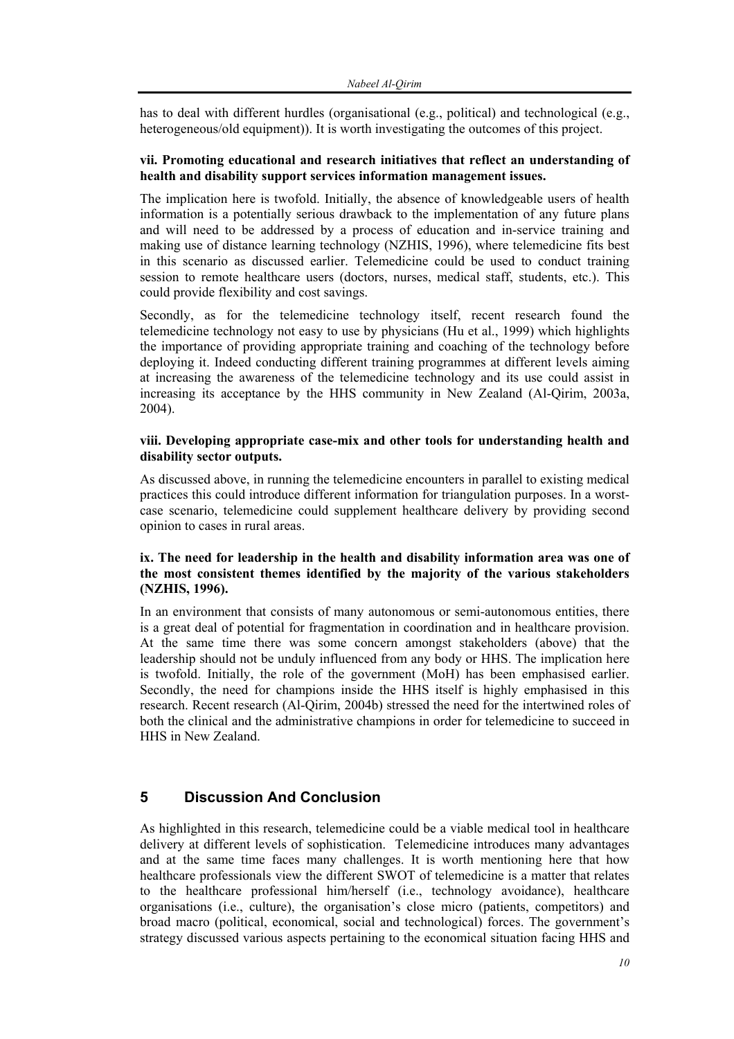has to deal with different hurdles (organisational (e.g., political) and technological (e.g., heterogeneous/old equipment)). It is worth investigating the outcomes of this project.

**vii. Promoting educational and research initiatives that reflect an understanding of health and disability support services information management issues.**

The implication here is twofold. Initially, the absence of knowledgeable users of health information is a potentially serious drawback to the implementation of any future plans and will need to be addressed by a process of education and in-service training and making use of distance learning technology (NZHIS, 1996), where telemedicine fits best in this scenario as discussed earlier. Telemedicine could be used to conduct training session to remote healthcare users (doctors, nurses, medical staff, students, etc.). This could provide flexibility and cost savings.

Secondly, as for the telemedicine technology itself, recent research found the telemedicine technology not easy to use by physicians (Hu et al., 1999) which highlights the importance of providing appropriate training and coaching of the technology before deploying it. Indeed conducting different training programmes at different levels aiming at increasing the awareness of the telemedicine technology and its use could assist in increasing its acceptance by the HHS community in New Zealand (Al-Qirim, 2003a, 2004).

**viii. Developing appropriate case-mix and other tools for understanding health and disability sector outputs.**

As discussed above, in running the telemedicine encounters in parallel to existing medical practices this could introduce different information for triangulation purposes. In a worst-case scenario, telemedicine could supplement healthcare delivery by providing second opinion to cases in rural areas.

**ix. The need for leadership in the health and disability information area was one of the most consistent themes identified by the majority of the various stakeholders (NZHIS, 1996).**

In an environment that consists of many autonomous or semi-autonomous entities, there is a great deal of potential for fragmentation in coordination and in healthcare provision. At the same time there was some concern amongst stakeholders (above) that the leadership should not be unduly influenced from any body or HHS. The implication here is twofold. Initially, the role of the government (MoH) has been emphasised earlier. Secondly, the need for champions inside the HHS itself is highly emphasised in this research. Recent research (Al-Qirim, 2004b) stressed the need for the intertwined roles of both the clinical and the administrative champions in order for telemedicine to succeed in HHS in New Zealand.

## 5 Discussion And Conclusion

As highlighted in this research, telemedicine could be a viable medical tool in healthcare delivery at different levels of sophistication. Telemedicine introduces many advantages and at the same time faces many challenges. It is worth mentioning here that how healthcare professionals view the different SWOT of telemedicine is a matter that relates to the healthcare professional him/herself (i.e., technology avoidance), healthcare organisations (i.e., culture), the organisation's close micro (patients, competitors) and broad macro (political, economical, social and technological) forces. The government's strategy discussed various aspects pertaining to the economical situation facing HHS and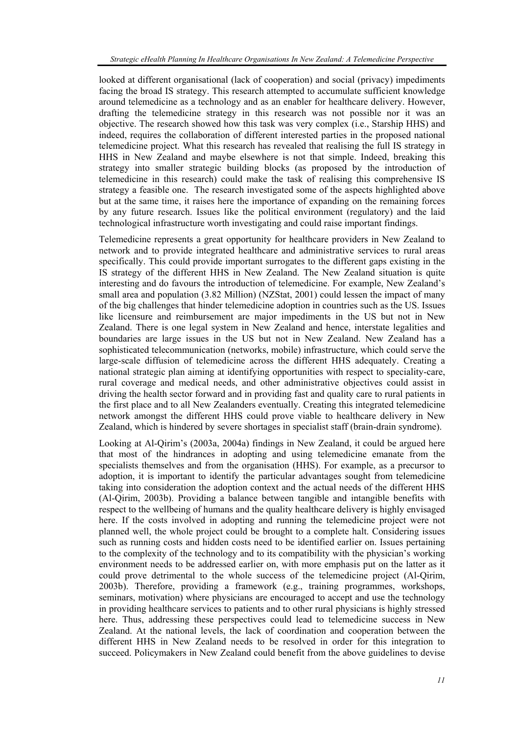looked at different organisational (lack of cooperation) and social (privacy) impediments facing the broad IS strategy. This research attempted to accumulate sufficient knowledge around telemedicine as a technology and as an enabler for healthcare delivery. However, drafting the telemedicine strategy in this research was not possible nor it was an objective. The research showed how this task was very complex (i.e., Starship HHS) and indeed, requires the collaboration of different interested parties in the proposed national telemedicine project. What this research has revealed that realising the full IS strategy in HHS in New Zealand and maybe elsewhere is not that simple. Indeed, breaking this strategy into smaller strategic building blocks (as proposed by the introduction of telemedicine in this research) could make the task of realising this comprehensive IS strategy a feasible one. The research investigated some of the aspects highlighted above but at the same time, it raises here the importance of expanding on the remaining forces by any future research. Issues like the political environment (regulatory) and the laid technological infrastructure worth investigating and could raise important findings.

Telemedicine represents a great opportunity for healthcare providers in New Zealand to network and to provide integrated healthcare and administrative services to rural areas specifically. This could provide important surrogates to the different gaps existing in the IS strategy of the different HHS in New Zealand. The New Zealand situation is quite interesting and do favours the introduction of telemedicine. For example, New Zealand's small area and population (3.82 Million) (NZStat, 2001) could lessen the impact of many of the big challenges that hinder telemedicine adoption in countries such as the US. Issues like licensure and reimbursement are major impediments in the US but not in New Zealand. There is one legal system in New Zealand and hence, interstate legalities and boundaries are large issues in the US but not in New Zealand. New Zealand has a sophisticated telecommunication (networks, mobile) infrastructure, which could serve the large-scale diffusion of telemedicine across the different HHS adequately. Creating a national strategic plan aiming at identifying opportunities with respect to speciality-care, rural coverage and medical needs, and other administrative objectives could assist in driving the health sector forward and in providing fast and quality care to rural patients in the first place and to all New Zealanders eventually. Creating this integrated telemedicine network amongst the different HHS could prove viable to healthcare delivery in New Zealand, which is hindered by severe shortages in specialist staff (brain-drain syndrome).

Looking at Al-Qirim's (2003a, 2004a) findings in New Zealand, it could be argued here that most of the hindrances in adopting and using telemedicine emanate from the specialists themselves and from the organisation (HHS). For example, as a precursor to adoption, it is important to identify the particular advantages sought from telemedicine taking into consideration the adoption context and the actual needs of the different HHS (Al-Qirim, 2003b). Providing a balance between tangible and intangible benefits with respect to the wellbeing of humans and the quality healthcare delivery is highly envisaged here. If the costs involved in adopting and running the telemedicine project were not planned well, the whole project could be brought to a complete halt. Considering issues such as running costs and hidden costs need to be identified earlier on. Issues pertaining to the complexity of the technology and to its compatibility with the physician's working environment needs to be addressed earlier on, with more emphasis put on the latter as it could prove detrimental to the whole success of the telemedicine project (Al-Qirim, 2003b). Therefore, providing a framework (e.g., training programmes, workshops, seminars, motivation) where physicians are encouraged to accept and use the technology in providing healthcare services to patients and to other rural physicians is highly stressed here. Thus, addressing these perspectives could lead to telemedicine success in New Zealand. At the national levels, the lack of coordination and cooperation between the different HHS in New Zealand needs to be resolved in order for this integration to succeed. Policymakers in New Zealand could benefit from the above guidelines to devise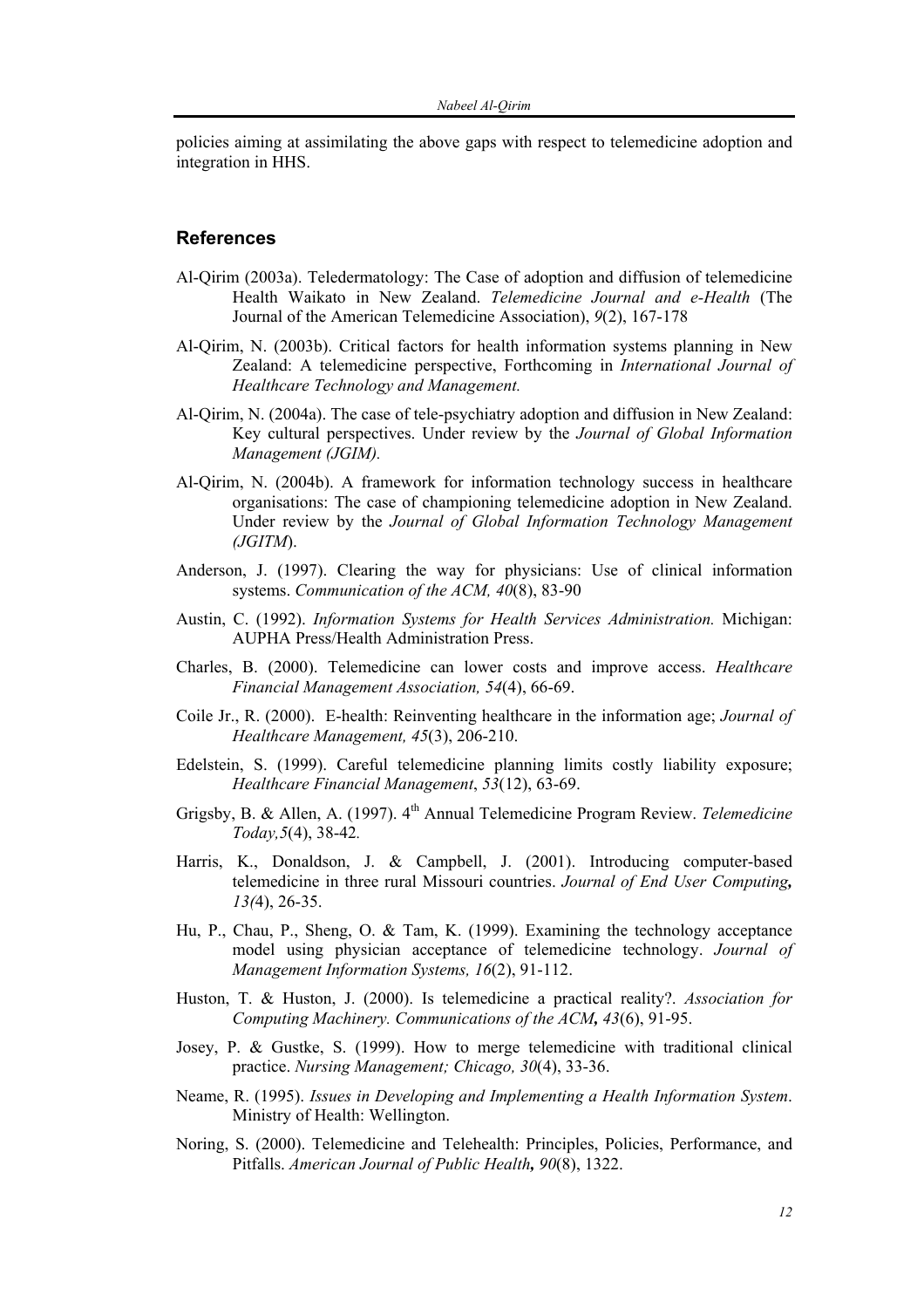policies aiming at assimilating the above gaps with respect to telemedicine adoption and integration in HHS.

## References

Al-Qirim (2003a). Teledermatology: The Case of adoption and diffusion of telemedicine Health Waikato in New Zealand. *Telemedicine Journal and e-Health* (The Journal of the American Telemedicine Association), *9*(2), 167-178

Al-Qirim, N. (2003b). Critical factors for health information systems planning in New Zealand: A telemedicine perspective, Forthcoming in *International Journal of Healthcare Technology and Management.*

Al-Qirim, N. (2004a). The case of tele-psychiatry adoption and diffusion in New Zealand: Key cultural perspectives. Under review by the *Journal of Global Information Management (JGIM).*

Al-Qirim, N. (2004b). A framework for information technology success in healthcare organisations: The case of championing telemedicine adoption in New Zealand. Under review by the *Journal of Global Information Technology Management (JGITM*).

Anderson, J. (1997). Clearing the way for physicians: Use of clinical information systems. *Communication of the ACM, 40*(8), 83-90

Austin, C. (1992). *Information Systems for Health Services Administration.* Michigan: AUPHA Press/Health Administration Press.

Charles, B. (2000). Telemedicine can lower costs and improve access. *Healthcare Financial Management Association, 54*(4), 66-69.

Coile Jr., R. (2000). E-health: Reinventing healthcare in the information age; *Journal of Healthcare Management, 45*(3), 206-210.

Edelstein, S. (1999). Careful telemedicine planning limits costly liability exposure; *Healthcare Financial Management*, *53*(12), 63-69.

Grigsby, B. & Allen, A. (1997). 4th Annual Telemedicine Program Review. *Telemedicine Today,5*(4), 38-42*.*

Harris, K., Donaldson, J. & Campbell, J. (2001). Introducing computer-based telemedicine in three rural Missouri countries. *Journal of End User Computing, 13(*4), 26-35.

Hu, P., Chau, P., Sheng, O. & Tam, K. (1999). Examining the technology acceptance model using physician acceptance of telemedicine technology. *Journal of Management Information Systems, 16*(2), 91-112.

Huston, T. & Huston, J. (2000). Is telemedicine a practical reality?. *Association for Computing Machinery. Communications of the ACM, 43*(6), 91-95.

Josey, P. & Gustke, S. (1999). How to merge telemedicine with traditional clinical practice. *Nursing Management; Chicago, 30*(4), 33-36.

Neame, R. (1995). *Issues in Developing and Implementing a Health Information System*. Ministry of Health: Wellington.

Noring, S. (2000). Telemedicine and Telehealth: Principles, Policies, Performance, and Pitfalls. *American Journal of Public Health, 90*(8), 1322.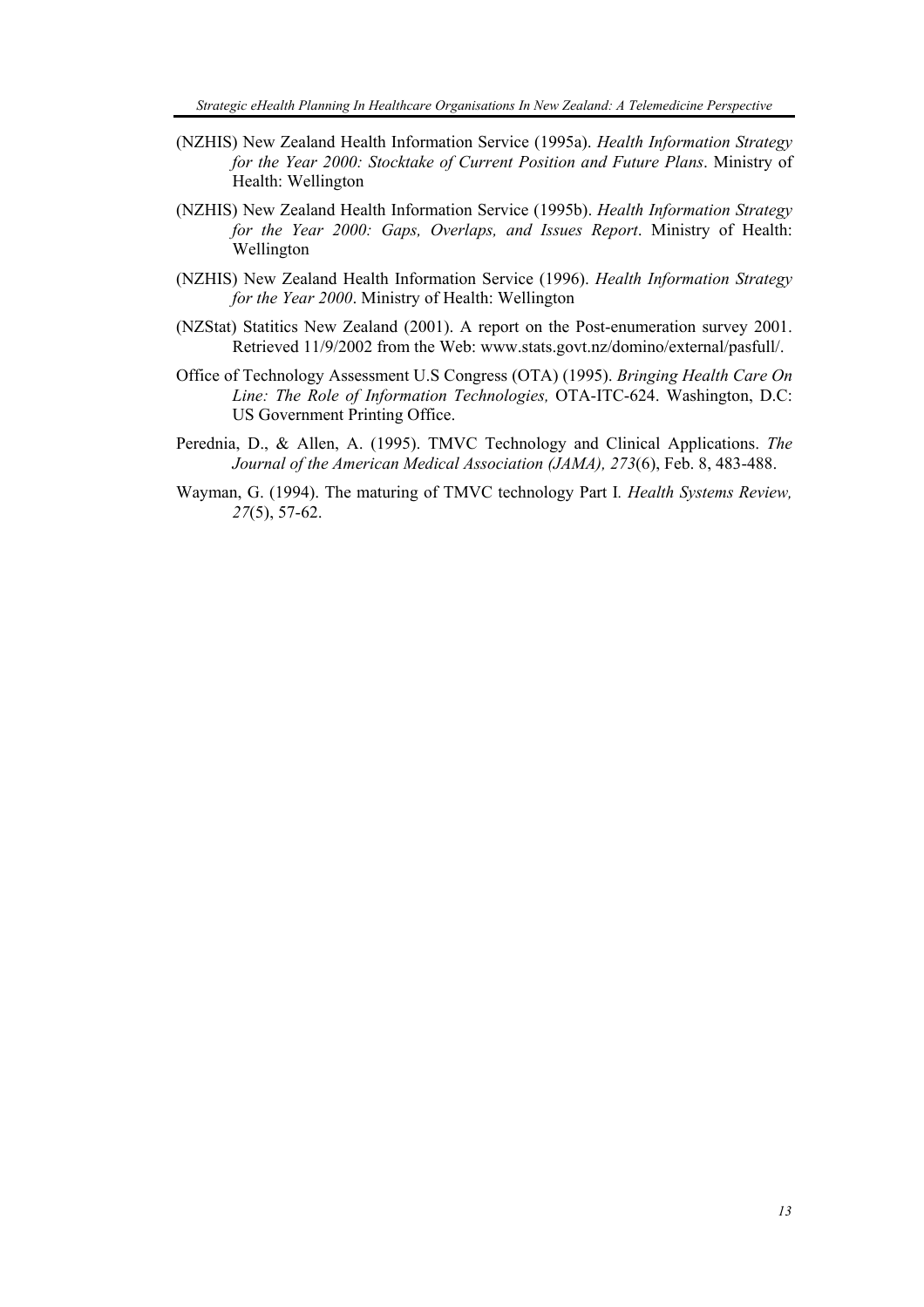(NZHIS) New Zealand Health Information Service (1995a). *Health Information Strategy for the Year 2000: Stocktake of Current Position and Future Plans*. Ministry of Health: Wellington

(NZHIS) New Zealand Health Information Service (1995b). *Health Information Strategy for the Year 2000: Gaps, Overlaps, and Issues Report*. Ministry of Health: Wellington

(NZHIS) New Zealand Health Information Service (1996). *Health Information Strategy for the Year 2000*. Ministry of Health: Wellington

(NZStat) Statitics New Zealand (2001). A report on the Post-enumeration survey 2001. Retrieved 11/9/2002 from the Web: www.stats.govt.nz/domino/external/pasfull/.

Office of Technology Assessment U.S Congress (OTA) (1995). *Bringing Health Care On Line: The Role of Information Technologies,* OTA-ITC-624. Washington, D.C: US Government Printing Office.

Perednia, D., & Allen, A. (1995). TMVC Technology and Clinical Applications. *The Journal of the American Medical Association (JAMA), 273*(6), Feb. 8, 483-488.

Wayman, G. (1994). The maturing of TMVC technology Part I. *Health Systems Review, 27*(5), 57-62.